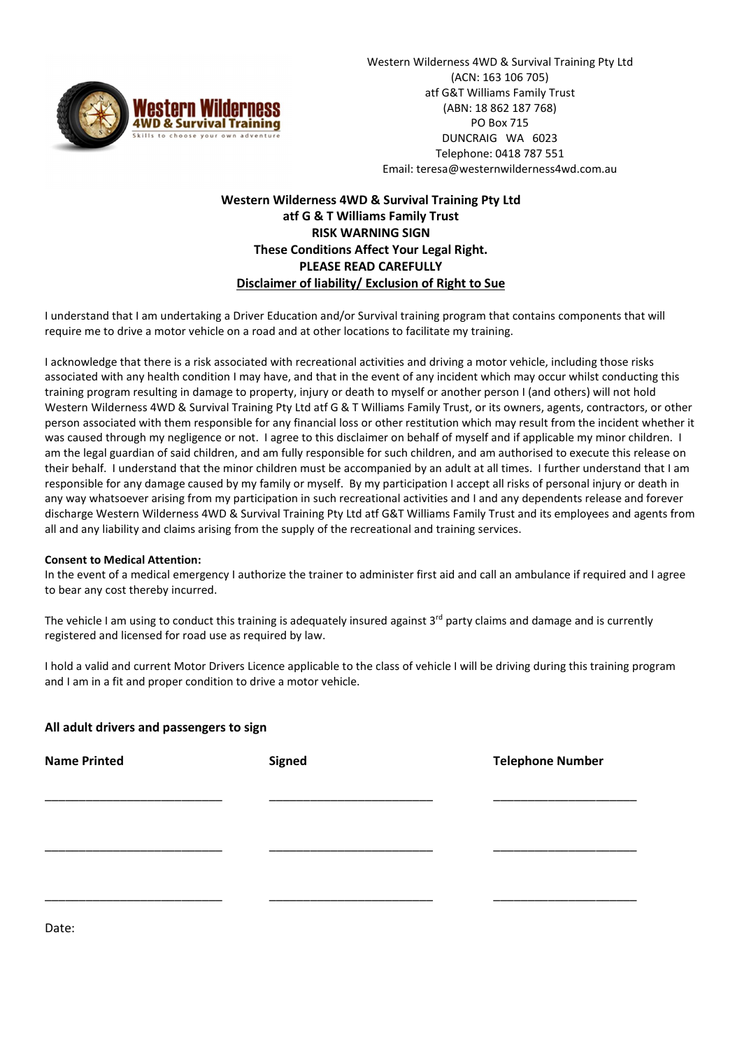Western Wilderness 4WD & Survival Training Pty Ltd
(ACN: 163 106 705)
atf G&T Williams Family Trust
(ABN: 18 862 187 768)
PO Box 715
DUNCRAIG WA 6023
Telephone: 0418 787 551
Email: teresa@westernwilderness4wd.com.au

**Western Wilderness 4WD & Survival Training Pty Ltd**
**atf G & T Williams Family Trust**
**RISK WARNING SIGN**
**These Conditions Affect Your Legal Right.**
**PLEASE READ CAREFULLY**
**Disclaimer of liability/ Exclusion of Right to Sue**

I understand that I am undertaking a Driver Education and/or Survival training program that contains components that will require me to drive a motor vehicle on a road and at other locations to facilitate my training.

I acknowledge that there is a risk associated with recreational activities and driving a motor vehicle, including those risks associated with any health condition I may have, and that in the event of any incident which may occur whilst conducting this training program resulting in damage to property, injury or death to myself or another person I (and others) will not hold Western Wilderness 4WD & Survival Training Pty Ltd atf G & T Williams Family Trust, or its owners, agents, contractors, or other person associated with them responsible for any financial loss or other restitution which may result from the incident whether it was caused through my negligence or not. I agree to this disclaimer on behalf of myself and if applicable my minor children. I am the legal guardian of said children, and am fully responsible for such children, and am authorised to execute this release on their behalf. I understand that the minor children must be accompanied by an adult at all times. I further understand that I am responsible for any damage caused by my family or myself. By my participation I accept all risks of personal injury or death in any way whatsoever arising from my participation in such recreational activities and I and any dependents release and forever discharge Western Wilderness 4WD & Survival Training Pty Ltd atf G&T Williams Family Trust and its employees and agents from all and any liability and claims arising from the supply of the recreational and training services.

**Consent to Medical Attention:**
In the event of a medical emergency I authorize the trainer to administer first aid and call an ambulance if required and I agree to bear any cost thereby incurred.

The vehicle I am using to conduct this training is adequately insured against 3rd party claims and damage and is currently registered and licensed for road use as required by law.

I hold a valid and current Motor Drivers Licence applicable to the class of vehicle I will be driving during this training program and I am in a fit and proper condition to drive a motor vehicle.

**All adult drivers and passengers to sign**

| **Name Printed** | **Signed** | **Telephone Number** |
| --- | --- | --- |
| ____________________________ | __________________________ | _______________________ |
| ____________________________ | __________________________ | _______________________ |
| ____________________________ | __________________________ | _______________________ |

Date: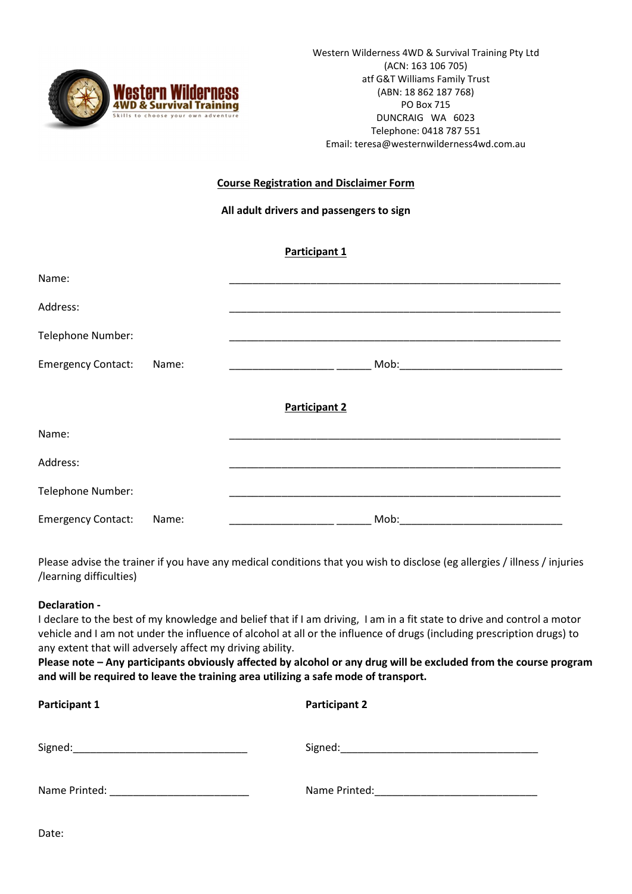Western Wilderness 4WD & Survival Training Pty Ltd
(ACN: 163 106 705)
atf G&T Williams Family Trust
(ABN: 18 862 187 768)
PO Box 715
DUNCRAIG WA 6023
Telephone: 0418 787 551
Email: teresa@westernwilderness4wd.com.au

## Course Registration and Disclaimer Form

**All adult drivers and passengers to sign**

### Participant 1

Name: ____________________________________________________________

Address: ____________________________________________________________

Telephone Number: ____________________________________________________________

Emergency Contact: Name: ___________________ ______ Mob:_____________________________

### Participant 2

Name: ____________________________________________________________

Address: ____________________________________________________________

Telephone Number: ____________________________________________________________

Emergency Contact: Name: ___________________ ______ Mob:_____________________________

Please advise the trainer if you have any medical conditions that you wish to disclose (eg allergies / illness / injuries /learning difficulties)

**Declaration -**
I declare to the best of my knowledge and belief that if I am driving, I am in a fit state to drive and control a motor vehicle and I am not under the influence of alcohol at all or the influence of drugs (including prescription drugs) to any extent that will adversely affect my driving ability.
**Please note – Any participants obviously affected by alcohol or any drug will be excluded from the course program and will be required to leave the training area utilizing a safe mode of transport.**

**Participant 1**

Signed:_______________________________

Name Printed: ________________________

**Participant 2**

Signed:___________________________________

Name Printed:____________________________

Date: